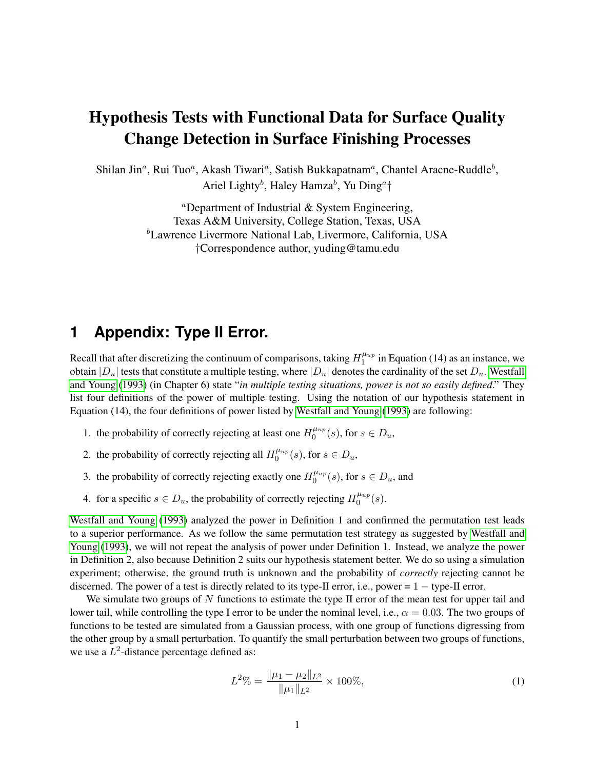# Hypothesis Tests with Functional Data for Surface Quality Change Detection in Surface Finishing Processes

Shilan Jin[a], Rui Tuo[a], Akash Tiwari[a], Satish Bukkapatnam[a], Chantel Aracne-Ruddle[b], Ariel Lighty[b], Haley Hamza[b], Yu Ding[a]†

[a]Department of Industrial & System Engineering, Texas A&M University, College Station, Texas, USA
[b]Lawrence Livermore National Lab, Livermore, California, USA
†Correspondence author, yuding@tamu.edu

## 1 Appendix: Type II Error.

Recall that after discretizing the continuum of comparisons, taking $H_1^{\mu_{up}}$ in Equation (14) as an instance, we obtain $|D_u|$ tests that constitute a multiple testing, where $|D_u|$ denotes the cardinality of the set $D_u$. Westfall and Young (1993) (in Chapter 6) state "*in multiple testing situations, power is not so easily defined*." They list four definitions of the power of multiple testing. Using the notation of our hypothesis statement in Equation (14), the four definitions of power listed by Westfall and Young (1993) are following:

1. the probability of correctly rejecting at least one $H_0^{\mu_{up}}(s)$, for $s \in D_u$,
2. the probability of correctly rejecting all $H_0^{\mu_{up}}(s)$, for $s \in D_u$,
3. the probability of correctly rejecting exactly one $H_0^{\mu_{up}}(s)$, for $s \in D_u$, and
4. for a specific $s \in D_u$, the probability of correctly rejecting $H_0^{\mu_{up}}(s)$.

Westfall and Young (1993) analyzed the power in Definition 1 and confirmed the permutation test leads to a superior performance. As we follow the same permutation test strategy as suggested by Westfall and Young (1993), we will not repeat the analysis of power under Definition 1. Instead, we analyze the power in Definition 2, also because Definition 2 suits our hypothesis statement better. We do so using a simulation experiment; otherwise, the ground truth is unknown and the probability of *correctly* rejecting cannot be discerned. The power of a test is directly related to its type-II error, i.e., power = 1 − type-II error.

We simulate two groups of $N$ functions to estimate the type II error of the mean test for upper tail and lower tail, while controlling the type I error to be under the nominal level, i.e., $\alpha = 0.03$. The two groups of functions to be tested are simulated from a Gaussian process, with one group of functions digressing from the other group by a small perturbation. To quantify the small perturbation between two groups of functions, we use a $L^2$-distance percentage defined as:

$$L^2\% = \frac{\|\mu_1 - \mu_2\|_{L^2}}{\|\mu_1\|_{L^2}} \times 100\%, \tag{1}$$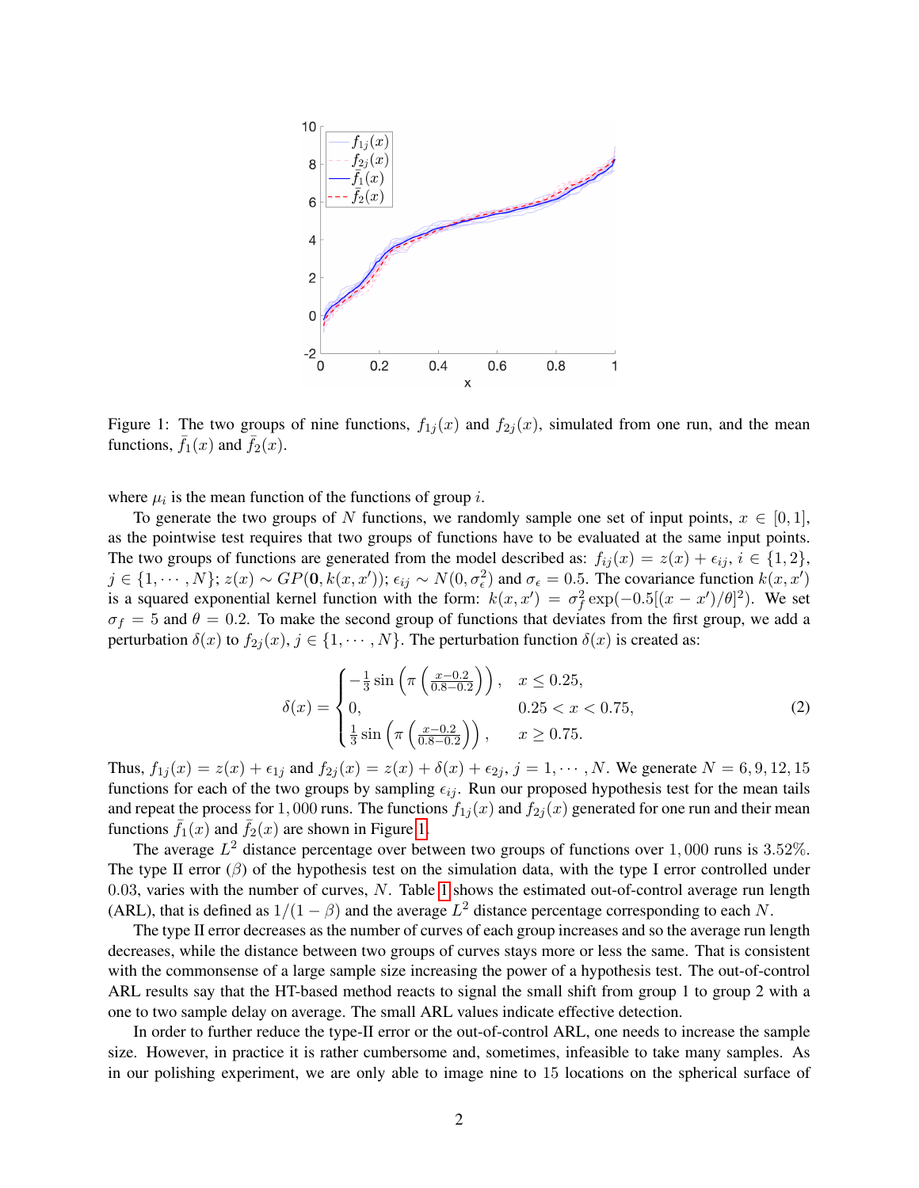10
8
6
4
2
0
-2

0
0.2
0.4
0.6
0.8
1

x

$f_{1j}(x)$
$f_{2j}(x)$
$\bar{f}_1(x)$
$\bar{f}_2(x)$

Figure 1: The two groups of nine functions, $f_{1j}(x)$ and $f_{2j}(x)$, simulated from one run, and the mean functions, $\bar{f}_1(x)$ and $\bar{f}_2(x)$.

where $\mu_i$ is the mean function of the functions of group $i$.

To generate the two groups of $N$ functions, we randomly sample one set of input points, $x \in [0, 1]$, as the pointwise test requires that two groups of functions have to be evaluated at the same input points. The two groups of functions are generated from the model described as: $f_{ij}(x) = z(x) + \epsilon_{ij}$, $i \in \{1, 2\}$, $j \in \{1, \cdots, N\}$; $z(x) \sim GP(\mathbf{0}, k(x, x'))$; $\epsilon_{ij} \sim N(0, \sigma_\epsilon^2)$ and $\sigma_\epsilon = 0.5$. The covariance function $k(x, x')$ is a squared exponential kernel function with the form: $k(x, x') = \sigma_f^2 \exp(-0.5[(x - x')/\theta]^2)$. We set $\sigma_f = 5$ and $\theta = 0.2$. To make the second group of functions that deviates from the first group, we add a perturbation $\delta(x)$ to $f_{2j}(x)$, $j \in \{1, \cdots, N\}$. The perturbation function $\delta(x)$ is created as:

$$\delta(x) = \begin{cases} -\frac{1}{3}\sin\left(\pi\left(\frac{x-0.2}{0.8-0.2}\right)\right), & x \leq 0.25, \\ 0, & 0.25 < x < 0.75, \\ \frac{1}{3}\sin\left(\pi\left(\frac{x-0.2}{0.8-0.2}\right)\right), & x \geq 0.75. \end{cases} \tag{2}$$

Thus, $f_{1j}(x) = z(x) + \epsilon_{1j}$ and $f_{2j}(x) = z(x) + \delta(x) + \epsilon_{2j}$, $j = 1, \cdots, N$. We generate $N = 6, 9, 12, 15$ functions for each of the two groups by sampling $\epsilon_{ij}$. Run our proposed hypothesis test for the mean tails and repeat the process for $1,000$ runs. The functions $f_{1j}(x)$ and $f_{2j}(x)$ generated for one run and their mean functions $\bar{f}_1(x)$ and $\bar{f}_2(x)$ are shown in Figure 1.

The average $L^2$ distance percentage over between two groups of functions over $1,000$ runs is $3.52\%$. The type II error ($\beta$) of the hypothesis test on the simulation data, with the type I error controlled under $0.03$, varies with the number of curves, $N$. Table 1 shows the estimated out-of-control average run length (ARL), that is defined as $1/(1 - \beta)$ and the average $L^2$ distance percentage corresponding to each $N$.

The type II error decreases as the number of curves of each group increases and so the average run length decreases, while the distance between two groups of curves stays more or less the same. That is consistent with the commonsense of a large sample size increasing the power of a hypothesis test. The out-of-control ARL results say that the HT-based method reacts to signal the small shift from group 1 to group 2 with a one to two sample delay on average. The small ARL values indicate effective detection.

In order to further reduce the type-II error or the out-of-control ARL, one needs to increase the sample size. However, in practice it is rather cumbersome and, sometimes, infeasible to take many samples. As in our polishing experiment, we are only able to image nine to 15 locations on the spherical surface of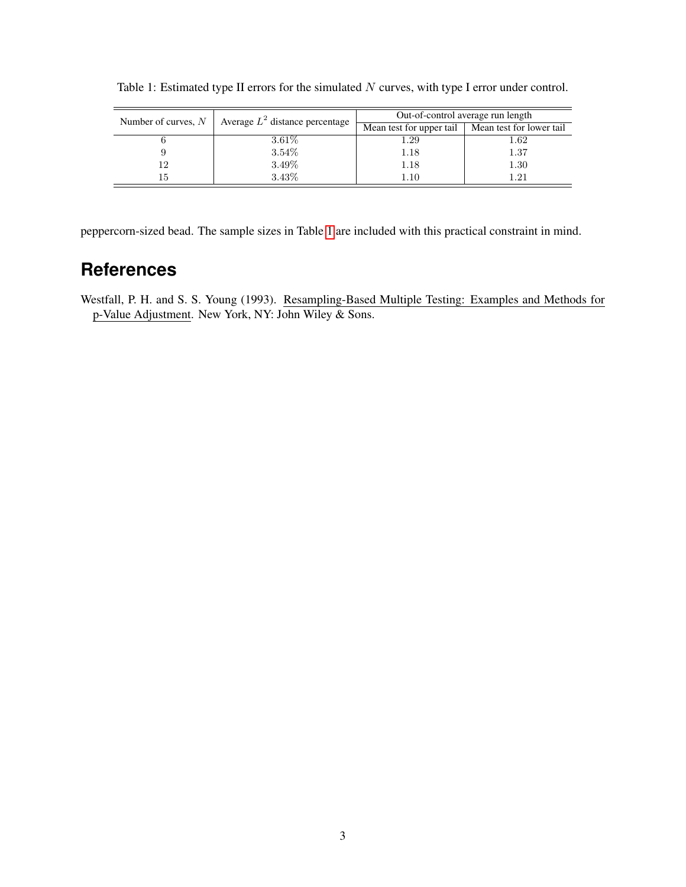Table 1: Estimated type II errors for the simulated $N$ curves, with type I error under control.

| Number of curves, $N$ | Average $L^2$ distance percentage | Out-of-control average run length | |
|---|---|---|---|
| | | Mean test for upper tail | Mean test for lower tail |
| 6 | 3.61% | 1.29 | 1.62 |
| 9 | 3.54% | 1.18 | 1.37 |
| 12 | 3.49% | 1.18 | 1.30 |
| 15 | 3.43% | 1.10 | 1.21 |

peppercorn-sized bead. The sample sizes in Table 1 are included with this practical constraint in mind.

## References

Westfall, P. H. and S. S. Young (1993). Resampling-Based Multiple Testing: Examples and Methods for p-Value Adjustment. New York, NY: John Wiley & Sons.